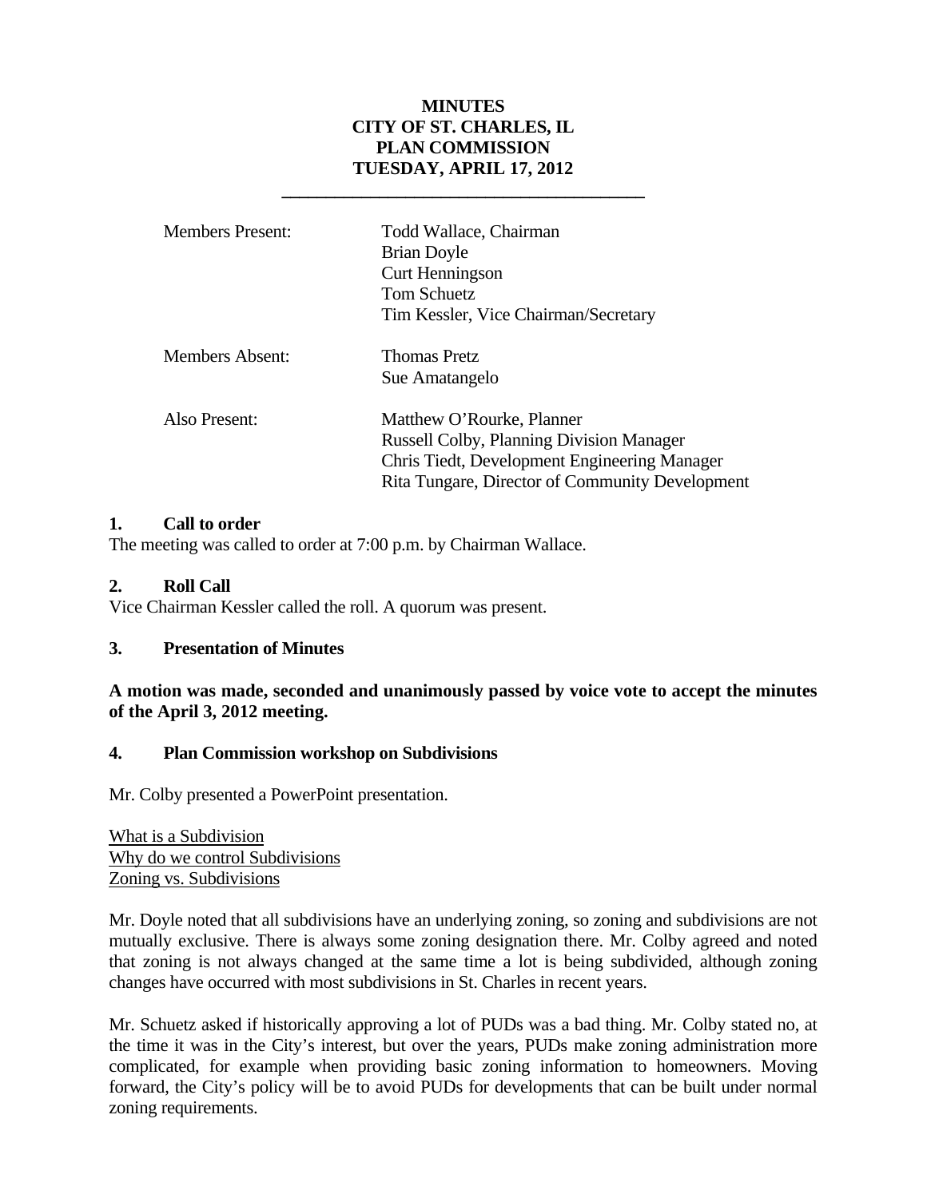# MINUTES
# CITY OF ST. CHARLES, IL
# PLAN COMMISSION
# TUESDAY, APRIL 17, 2012

| | |
|---|---|
| Members Present: | Todd Wallace, Chairman<br>Brian Doyle<br>Curt Henningson<br>Tom Schuetz<br>Tim Kessler, Vice Chairman/Secretary |
| Members Absent: | Thomas Pretz<br>Sue Amatangelo |
| Also Present: | Matthew O'Rourke, Planner<br>Russell Colby, Planning Division Manager<br>Chris Tiedt, Development Engineering Manager<br>Rita Tungare, Director of Community Development |

## 1. Call to order

The meeting was called to order at 7:00 p.m. by Chairman Wallace.

## 2. Roll Call

Vice Chairman Kessler called the roll. A quorum was present.

## 3. Presentation of Minutes

**A motion was made, seconded and unanimously passed by voice vote to accept the minutes of the April 3, 2012 meeting.**

## 4. Plan Commission workshop on Subdivisions

Mr. Colby presented a PowerPoint presentation.

What is a Subdivision
Why do we control Subdivisions
Zoning vs. Subdivisions

Mr. Doyle noted that all subdivisions have an underlying zoning, so zoning and subdivisions are not mutually exclusive. There is always some zoning designation there. Mr. Colby agreed and noted that zoning is not always changed at the same time a lot is being subdivided, although zoning changes have occurred with most subdivisions in St. Charles in recent years.

Mr. Schuetz asked if historically approving a lot of PUDs was a bad thing. Mr. Colby stated no, at the time it was in the City's interest, but over the years, PUDs make zoning administration more complicated, for example when providing basic zoning information to homeowners. Moving forward, the City's policy will be to avoid PUDs for developments that can be built under normal zoning requirements.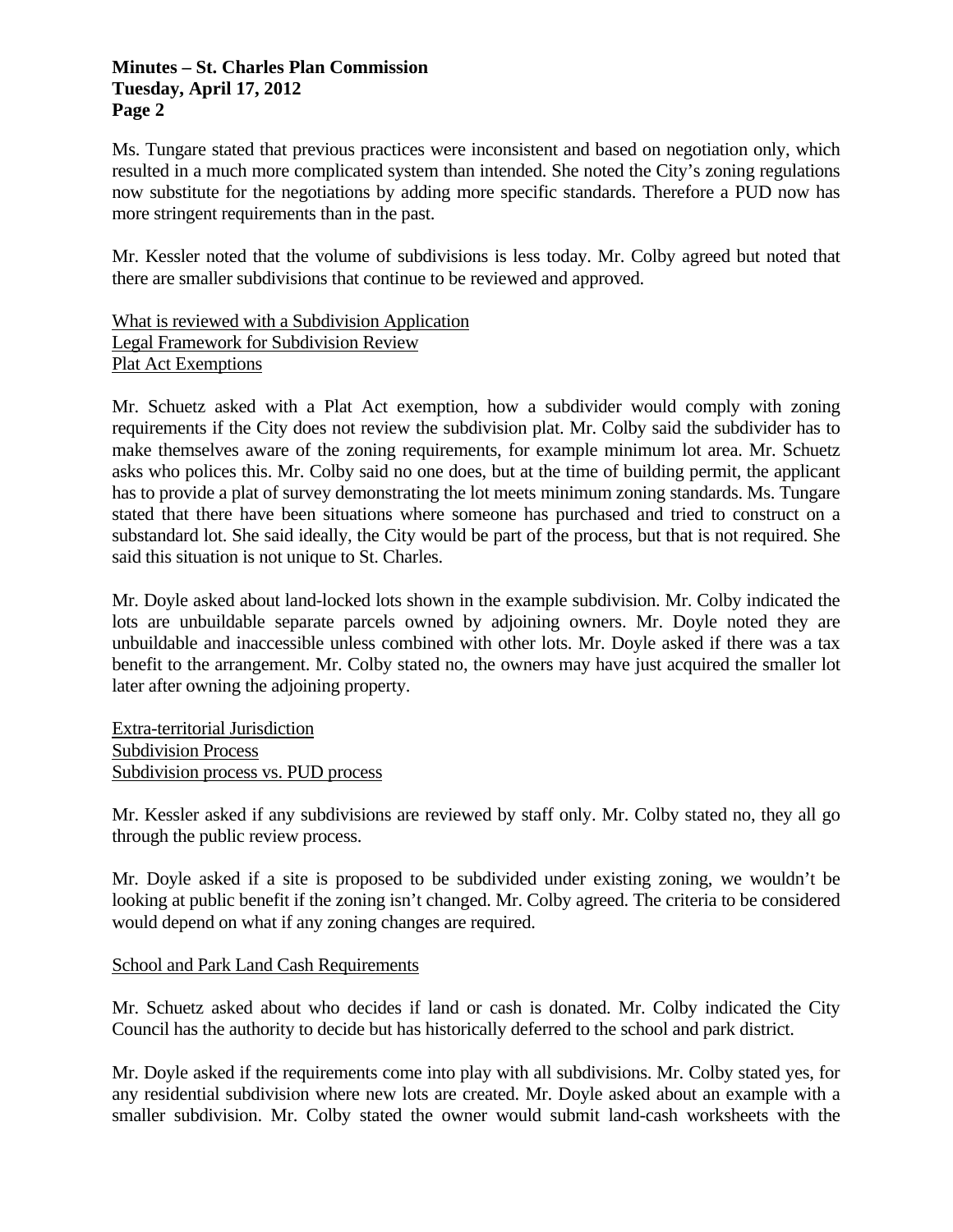Ms. Tungare stated that previous practices were inconsistent and based on negotiation only, which resulted in a much more complicated system than intended. She noted the City's zoning regulations now substitute for the negotiations by adding more specific standards. Therefore a PUD now has more stringent requirements than in the past.

Mr. Kessler noted that the volume of subdivisions is less today. Mr. Colby agreed but noted that there are smaller subdivisions that continue to be reviewed and approved.

<u>What is reviewed with a Subdivision Application</u>
<u>Legal Framework for Subdivision Review</u>
<u>Plat Act Exemptions</u>

Mr. Schuetz asked with a Plat Act exemption, how a subdivider would comply with zoning requirements if the City does not review the subdivision plat. Mr. Colby said the subdivider has to make themselves aware of the zoning requirements, for example minimum lot area. Mr. Schuetz asks who polices this. Mr. Colby said no one does, but at the time of building permit, the applicant has to provide a plat of survey demonstrating the lot meets minimum zoning standards. Ms. Tungare stated that there have been situations where someone has purchased and tried to construct on a substandard lot. She said ideally, the City would be part of the process, but that is not required. She said this situation is not unique to St. Charles.

Mr. Doyle asked about land-locked lots shown in the example subdivision. Mr. Colby indicated the lots are unbuildable separate parcels owned by adjoining owners. Mr. Doyle noted they are unbuildable and inaccessible unless combined with other lots. Mr. Doyle asked if there was a tax benefit to the arrangement. Mr. Colby stated no, the owners may have just acquired the smaller lot later after owning the adjoining property.

<u>Extra-territorial Jurisdiction</u>
<u>Subdivision Process</u>
<u>Subdivision process vs. PUD process</u>

Mr. Kessler asked if any subdivisions are reviewed by staff only. Mr. Colby stated no, they all go through the public review process.

Mr. Doyle asked if a site is proposed to be subdivided under existing zoning, we wouldn't be looking at public benefit if the zoning isn't changed. Mr. Colby agreed. The criteria to be considered would depend on what if any zoning changes are required.

<u>School and Park Land Cash Requirements</u>

Mr. Schuetz asked about who decides if land or cash is donated. Mr. Colby indicated the City Council has the authority to decide but has historically deferred to the school and park district.

Mr. Doyle asked if the requirements come into play with all subdivisions. Mr. Colby stated yes, for any residential subdivision where new lots are created. Mr. Doyle asked about an example with a smaller subdivision. Mr. Colby stated the owner would submit land-cash worksheets with the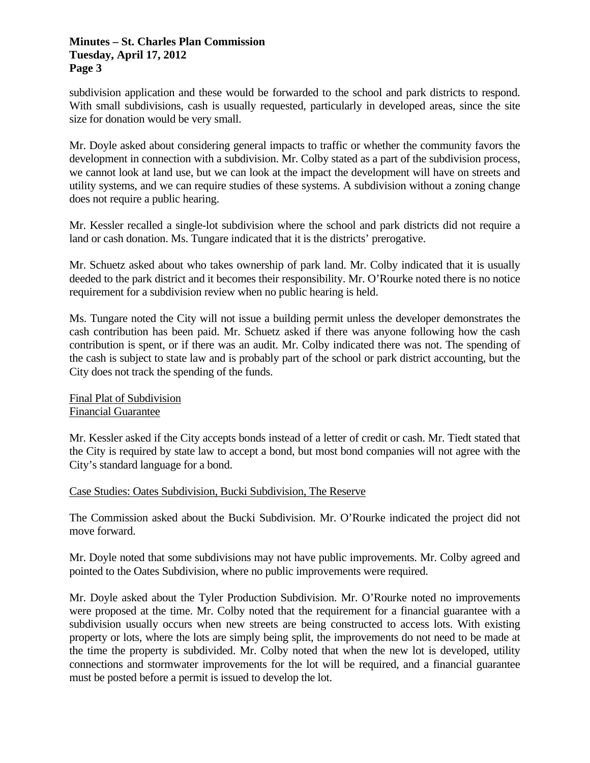subdivision application and these would be forwarded to the school and park districts to respond. With small subdivisions, cash is usually requested, particularly in developed areas, since the site size for donation would be very small.

Mr. Doyle asked about considering general impacts to traffic or whether the community favors the development in connection with a subdivision. Mr. Colby stated as a part of the subdivision process, we cannot look at land use, but we can look at the impact the development will have on streets and utility systems, and we can require studies of these systems. A subdivision without a zoning change does not require a public hearing.

Mr. Kessler recalled a single-lot subdivision where the school and park districts did not require a land or cash donation. Ms. Tungare indicated that it is the districts' prerogative.

Mr. Schuetz asked about who takes ownership of park land. Mr. Colby indicated that it is usually deeded to the park district and it becomes their responsibility. Mr. O'Rourke noted there is no notice requirement for a subdivision review when no public hearing is held.

Ms. Tungare noted the City will not issue a building permit unless the developer demonstrates the cash contribution has been paid. Mr. Schuetz asked if there was anyone following how the cash contribution is spent, or if there was an audit. Mr. Colby indicated there was not. The spending of the cash is subject to state law and is probably part of the school or park district accounting, but the City does not track the spending of the funds.

<u>Final Plat of Subdivision</u>
<u>Financial Guarantee</u>

Mr. Kessler asked if the City accepts bonds instead of a letter of credit or cash. Mr. Tiedt stated that the City is required by state law to accept a bond, but most bond companies will not agree with the City's standard language for a bond.

<u>Case Studies: Oates Subdivision, Bucki Subdivision, The Reserve</u>

The Commission asked about the Bucki Subdivision. Mr. O'Rourke indicated the project did not move forward.

Mr. Doyle noted that some subdivisions may not have public improvements. Mr. Colby agreed and pointed to the Oates Subdivision, where no public improvements were required.

Mr. Doyle asked about the Tyler Production Subdivision. Mr. O'Rourke noted no improvements were proposed at the time. Mr. Colby noted that the requirement for a financial guarantee with a subdivision usually occurs when new streets are being constructed to access lots. With existing property or lots, where the lots are simply being split, the improvements do not need to be made at the time the property is subdivided. Mr. Colby noted that when the new lot is developed, utility connections and stormwater improvements for the lot will be required, and a financial guarantee must be posted before a permit is issued to develop the lot.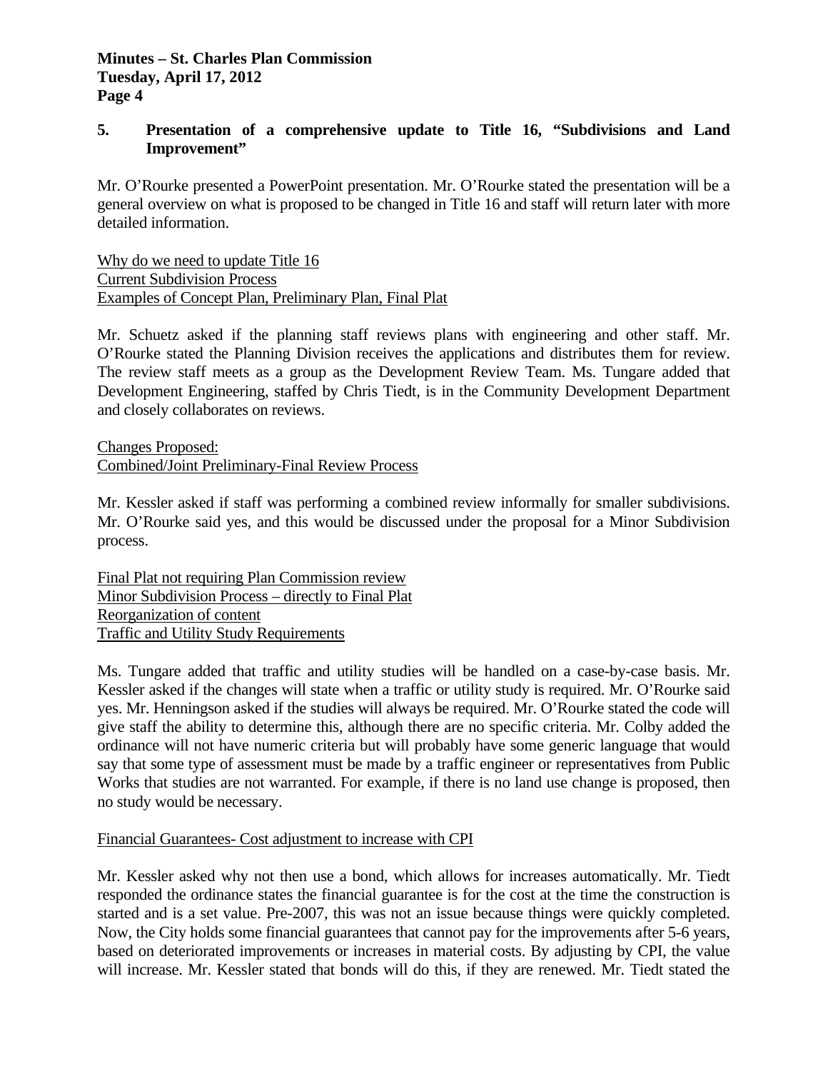## 5. Presentation of a comprehensive update to Title 16, "Subdivisions and Land Improvement"

Mr. O'Rourke presented a PowerPoint presentation. Mr. O'Rourke stated the presentation will be a general overview on what is proposed to be changed in Title 16 and staff will return later with more detailed information.

Why do we need to update Title 16
Current Subdivision Process
Examples of Concept Plan, Preliminary Plan, Final Plat

Mr. Schuetz asked if the planning staff reviews plans with engineering and other staff. Mr. O'Rourke stated the Planning Division receives the applications and distributes them for review. The review staff meets as a group as the Development Review Team. Ms. Tungare added that Development Engineering, staffed by Chris Tiedt, is in the Community Development Department and closely collaborates on reviews.

Changes Proposed:
Combined/Joint Preliminary-Final Review Process

Mr. Kessler asked if staff was performing a combined review informally for smaller subdivisions. Mr. O'Rourke said yes, and this would be discussed under the proposal for a Minor Subdivision process.

Final Plat not requiring Plan Commission review
Minor Subdivision Process – directly to Final Plat
Reorganization of content
Traffic and Utility Study Requirements

Ms. Tungare added that traffic and utility studies will be handled on a case-by-case basis. Mr. Kessler asked if the changes will state when a traffic or utility study is required. Mr. O'Rourke said yes. Mr. Henningson asked if the studies will always be required. Mr. O'Rourke stated the code will give staff the ability to determine this, although there are no specific criteria. Mr. Colby added the ordinance will not have numeric criteria but will probably have some generic language that would say that some type of assessment must be made by a traffic engineer or representatives from Public Works that studies are not warranted. For example, if there is no land use change is proposed, then no study would be necessary.

Financial Guarantees- Cost adjustment to increase with CPI

Mr. Kessler asked why not then use a bond, which allows for increases automatically. Mr. Tiedt responded the ordinance states the financial guarantee is for the cost at the time the construction is started and is a set value. Pre-2007, this was not an issue because things were quickly completed. Now, the City holds some financial guarantees that cannot pay for the improvements after 5-6 years, based on deteriorated improvements or increases in material costs. By adjusting by CPI, the value will increase. Mr. Kessler stated that bonds will do this, if they are renewed. Mr. Tiedt stated the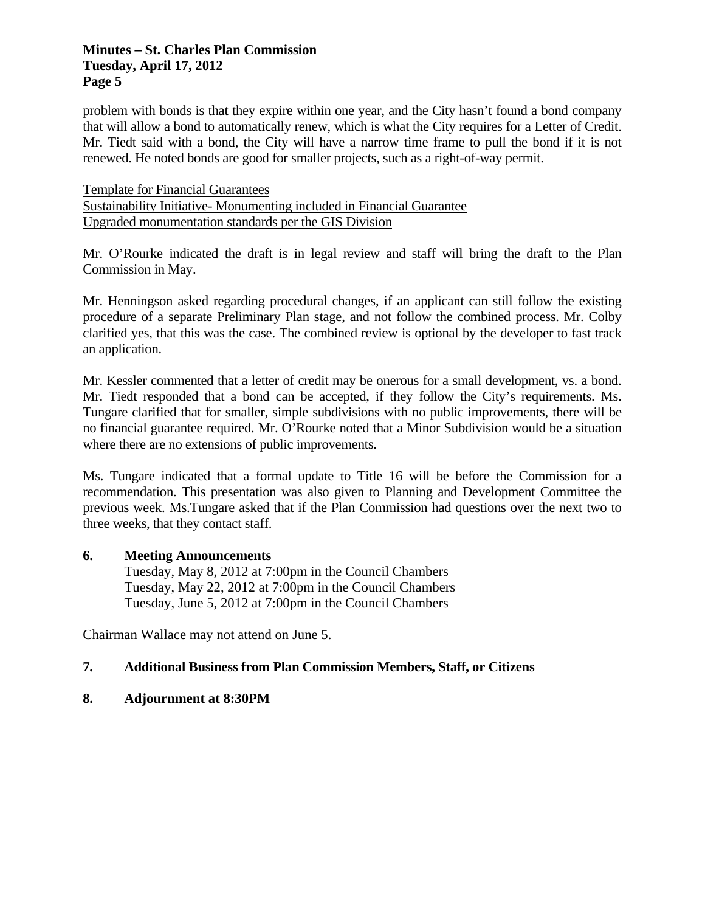problem with bonds is that they expire within one year, and the City hasn't found a bond company that will allow a bond to automatically renew, which is what the City requires for a Letter of Credit. Mr. Tiedt said with a bond, the City will have a narrow time frame to pull the bond if it is not renewed. He noted bonds are good for smaller projects, such as a right-of-way permit.

<u>Template for Financial Guarantees</u>
<u>Sustainability Initiative- Monumenting included in Financial Guarantee</u>
<u>Upgraded monumentation standards per the GIS Division</u>

Mr. O'Rourke indicated the draft is in legal review and staff will bring the draft to the Plan Commission in May.

Mr. Henningson asked regarding procedural changes, if an applicant can still follow the existing procedure of a separate Preliminary Plan stage, and not follow the combined process. Mr. Colby clarified yes, that this was the case. The combined review is optional by the developer to fast track an application.

Mr. Kessler commented that a letter of credit may be onerous for a small development, vs. a bond. Mr. Tiedt responded that a bond can be accepted, if they follow the City's requirements. Ms. Tungare clarified that for smaller, simple subdivisions with no public improvements, there will be no financial guarantee required. Mr. O'Rourke noted that a Minor Subdivision would be a situation where there are no extensions of public improvements.

Ms. Tungare indicated that a formal update to Title 16 will be before the Commission for a recommendation. This presentation was also given to Planning and Development Committee the previous week. Ms.Tungare asked that if the Plan Commission had questions over the next two to three weeks, that they contact staff.

## 6. Meeting Announcements

Tuesday, May 8, 2012 at 7:00pm in the Council Chambers
Tuesday, May 22, 2012 at 7:00pm in the Council Chambers
Tuesday, June 5, 2012 at 7:00pm in the Council Chambers

Chairman Wallace may not attend on June 5.

## 7. Additional Business from Plan Commission Members, Staff, or Citizens

## 8. Adjournment at 8:30PM